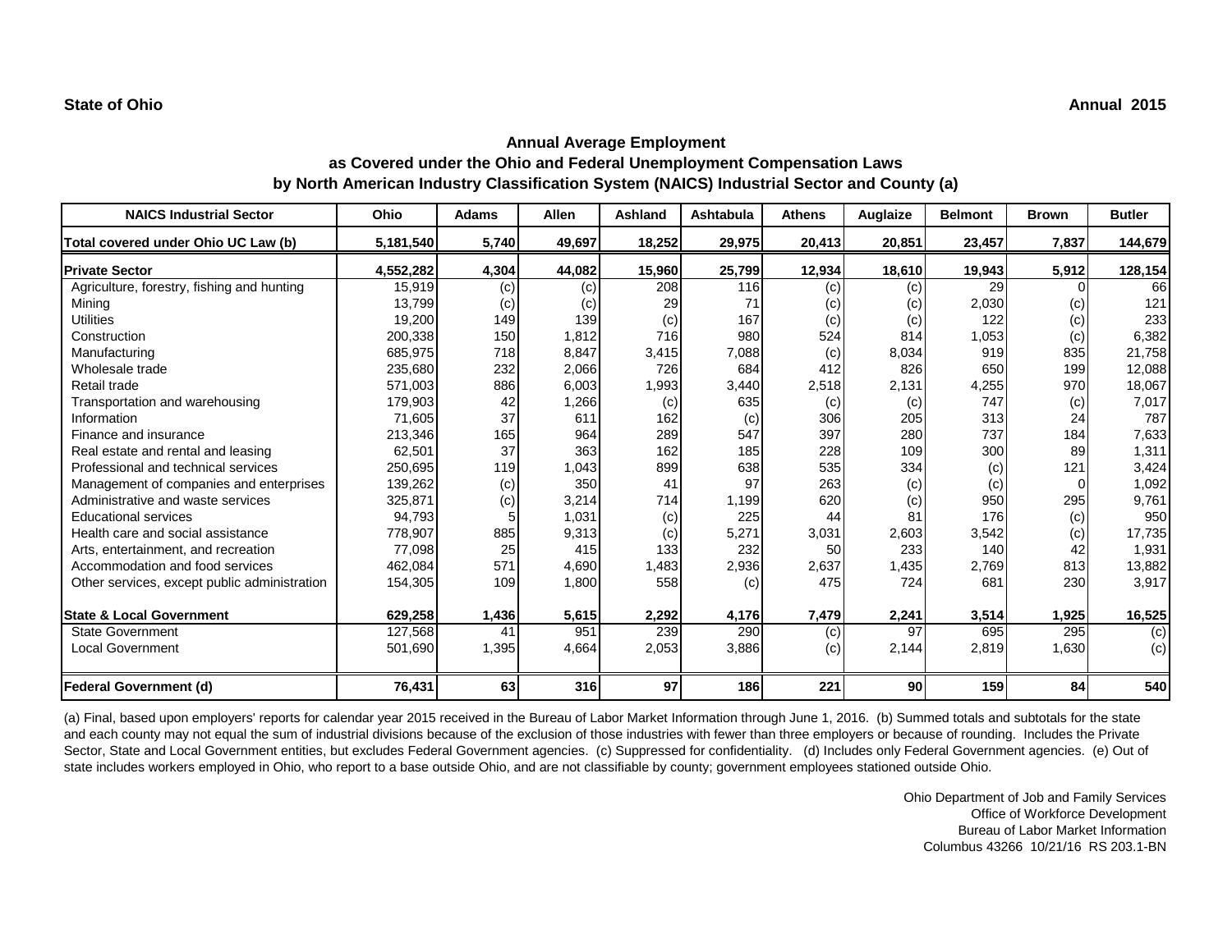**State of Ohio** **Annual 2015**

## Annual Average Employment
## as Covered under the Ohio and Federal Unemployment Compensation Laws
## by North American Industry Classification System (NAICS) Industrial Sector and County (a)

| NAICS Industrial Sector | Ohio | Adams | Allen | Ashland | Ashtabula | Athens | Auglaize | Belmont | Brown | Butler |
|---|---|---|---|---|---|---|---|---|---|---|
| **Total covered under Ohio UC Law (b)** | **5,181,540** | **5,740** | **49,697** | **18,252** | **29,975** | **20,413** | **20,851** | **23,457** | **7,837** | **144,679** |
| **Private Sector** | **4,552,282** | **4,304** | **44,082** | **15,960** | **25,799** | **12,934** | **18,610** | **19,943** | **5,912** | **128,154** |
| Agriculture, forestry, fishing and hunting | 15,919 | (c) | (c) | 208 | 116 | (c) | (c) | 29 | 0 | 66 |
| Mining | 13,799 | (c) | (c) | 29 | 71 | (c) | (c) | 2,030 | (c) | 121 |
| Utilities | 19,200 | 149 | 139 | (c) | 167 | (c) | (c) | 122 | (c) | 233 |
| Construction | 200,338 | 150 | 1,812 | 716 | 980 | 524 | 814 | 1,053 | (c) | 6,382 |
| Manufacturing | 685,975 | 718 | 8,847 | 3,415 | 7,088 | (c) | 8,034 | 919 | 835 | 21,758 |
| Wholesale trade | 235,680 | 232 | 2,066 | 726 | 684 | 412 | 826 | 650 | 199 | 12,088 |
| Retail trade | 571,003 | 886 | 6,003 | 1,993 | 3,440 | 2,518 | 2,131 | 4,255 | 970 | 18,067 |
| Transportation and warehousing | 179,903 | 42 | 1,266 | (c) | 635 | (c) | (c) | 747 | (c) | 7,017 |
| Information | 71,605 | 37 | 611 | 162 | (c) | 306 | 205 | 313 | 24 | 787 |
| Finance and insurance | 213,346 | 165 | 964 | 289 | 547 | 397 | 280 | 737 | 184 | 7,633 |
| Real estate and rental and leasing | 62,501 | 37 | 363 | 162 | 185 | 228 | 109 | 300 | 89 | 1,311 |
| Professional and technical services | 250,695 | 119 | 1,043 | 899 | 638 | 535 | 334 | (c) | 121 | 3,424 |
| Management of companies and enterprises | 139,262 | (c) | 350 | 41 | 97 | 263 | (c) | (c) | 0 | 1,092 |
| Administrative and waste services | 325,871 | (c) | 3,214 | 714 | 1,199 | 620 | (c) | 950 | 295 | 9,761 |
| Educational services | 94,793 | 5 | 1,031 | (c) | 225 | 44 | 81 | 176 | (c) | 950 |
| Health care and social assistance | 778,907 | 885 | 9,313 | (c) | 5,271 | 3,031 | 2,603 | 3,542 | (c) | 17,735 |
| Arts, entertainment, and recreation | 77,098 | 25 | 415 | 133 | 232 | 50 | 233 | 140 | 42 | 1,931 |
| Accommodation and food services | 462,084 | 571 | 4,690 | 1,483 | 2,936 | 2,637 | 1,435 | 2,769 | 813 | 13,882 |
| Other services, except public administration | 154,305 | 109 | 1,800 | 558 | (c) | 475 | 724 | 681 | 230 | 3,917 |
| **State & Local Government** | **629,258** | **1,436** | **5,615** | **2,292** | **4,176** | **7,479** | **2,241** | **3,514** | **1,925** | **16,525** |
| State Government | 127,568 | 41 | 951 | 239 | 290 | (c) | 97 | 695 | 295 | (c) |
| Local Government | 501,690 | 1,395 | 4,664 | 2,053 | 3,886 | (c) | 2,144 | 2,819 | 1,630 | (c) |
| **Federal Government (d)** | **76,431** | **63** | **316** | **97** | **186** | **221** | **90** | **159** | **84** | **540** |

(a) Final, based upon employers' reports for calendar year 2015 received in the Bureau of Labor Market Information through June 1, 2016. (b) Summed totals and subtotals for the state and each county may not equal the sum of industrial divisions because of the exclusion of those industries with fewer than three employers or because of rounding. Includes the Private Sector, State and Local Government entities, but excludes Federal Government agencies. (c) Suppressed for confidentiality. (d) Includes only Federal Government agencies. (e) Out of state includes workers employed in Ohio, who report to a base outside Ohio, and are not classifiable by county; government employees stationed outside Ohio.

Ohio Department of Job and Family Services
Office of Workforce Development
Bureau of Labor Market Information
Columbus 43266 10/21/16 RS 203.1-BN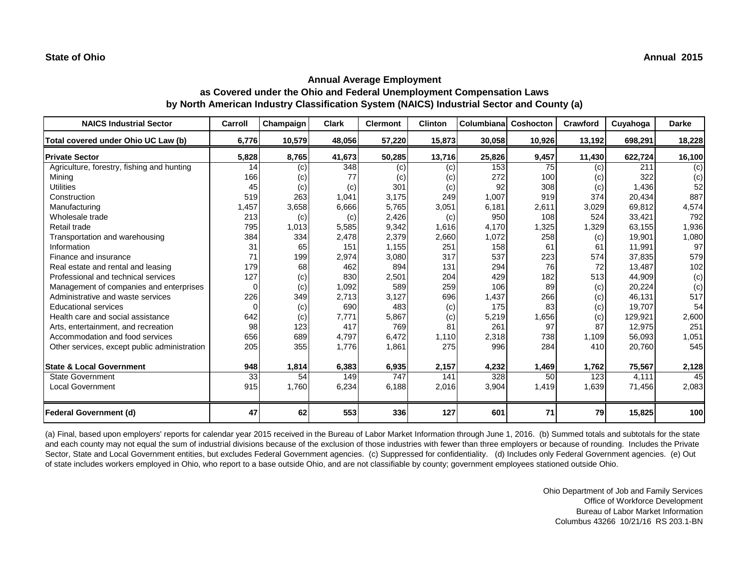**State of Ohio** **Annual 2015**

## Annual Average Employment
### as Covered under the Ohio and Federal Unemployment Compensation Laws
### by North American Industry Classification System (NAICS) Industrial Sector and County (a)

| NAICS Industrial Sector | Carroll | Champaign | Clark | Clermont | Clinton | Columbiana | Coshocton | Crawford | Cuyahoga | Darke |
|---|---|---|---|---|---|---|---|---|---|---|
| **Total covered under Ohio UC Law (b)** | **6,776** | **10,579** | **48,056** | **57,220** | **15,873** | **30,058** | **10,926** | **13,192** | **698,291** | **18,228** |
| **Private Sector** | **5,828** | **8,765** | **41,673** | **50,285** | **13,716** | **25,826** | **9,457** | **11,430** | **622,724** | **16,100** |
| Agriculture, forestry, fishing and hunting | 14 | (c) | 348 | (c) | (c) | 153 | 75 | (c) | 211 | (c) |
| Mining | 166 | (c) | 77 | (c) | (c) | 272 | 100 | (c) | 322 | (c) |
| Utilities | 45 | (c) | (c) | 301 | (c) | 92 | 308 | (c) | 1,436 | 52 |
| Construction | 519 | 263 | 1,041 | 3,175 | 249 | 1,007 | 919 | 374 | 20,434 | 887 |
| Manufacturing | 1,457 | 3,658 | 6,666 | 5,765 | 3,051 | 6,181 | 2,611 | 3,029 | 69,812 | 4,574 |
| Wholesale trade | 213 | (c) | (c) | 2,426 | (c) | 950 | 108 | 524 | 33,421 | 792 |
| Retail trade | 795 | 1,013 | 5,585 | 9,342 | 1,616 | 4,170 | 1,325 | 1,329 | 63,155 | 1,936 |
| Transportation and warehousing | 384 | 334 | 2,478 | 2,379 | 2,660 | 1,072 | 258 | (c) | 19,901 | 1,080 |
| Information | 31 | 65 | 151 | 1,155 | 251 | 158 | 61 | 61 | 11,991 | 97 |
| Finance and insurance | 71 | 199 | 2,974 | 3,080 | 317 | 537 | 223 | 574 | 37,835 | 579 |
| Real estate and rental and leasing | 179 | 68 | 462 | 894 | 131 | 294 | 76 | 72 | 13,487 | 102 |
| Professional and technical services | 127 | (c) | 830 | 2,501 | 204 | 429 | 182 | 513 | 44,909 | (c) |
| Management of companies and enterprises | 0 | (c) | 1,092 | 589 | 259 | 106 | 89 | (c) | 20,224 | (c) |
| Administrative and waste services | 226 | 349 | 2,713 | 3,127 | 696 | 1,437 | 266 | (c) | 46,131 | 517 |
| Educational services | 0 | (c) | 690 | 483 | (c) | 175 | 83 | (c) | 19,707 | 54 |
| Health care and social assistance | 642 | (c) | 7,771 | 5,867 | (c) | 5,219 | 1,656 | (c) | 129,921 | 2,600 |
| Arts, entertainment, and recreation | 98 | 123 | 417 | 769 | 81 | 261 | 97 | 87 | 12,975 | 251 |
| Accommodation and food services | 656 | 689 | 4,797 | 6,472 | 1,110 | 2,318 | 738 | 1,109 | 56,093 | 1,051 |
| Other services, except public administration | 205 | 355 | 1,776 | 1,861 | 275 | 996 | 284 | 410 | 20,760 | 545 |
| **State & Local Government** | **948** | **1,814** | **6,383** | **6,935** | **2,157** | **4,232** | **1,469** | **1,762** | **75,567** | **2,128** |
| State Government | 33 | 54 | 149 | 747 | 141 | 328 | 50 | 123 | 4,111 | 45 |
| Local Government | 915 | 1,760 | 6,234 | 6,188 | 2,016 | 3,904 | 1,419 | 1,639 | 71,456 | 2,083 |
| **Federal Government (d)** | **47** | **62** | **553** | **336** | **127** | **601** | **71** | **79** | **15,825** | **100** |

(a) Final, based upon employers' reports for calendar year 2015 received in the Bureau of Labor Market Information through June 1, 2016. (b) Summed totals and subtotals for the state and each county may not equal the sum of industrial divisions because of the exclusion of those industries with fewer than three employers or because of rounding. Includes the Private Sector, State and Local Government entities, but excludes Federal Government agencies. (c) Suppressed for confidentiality. (d) Includes only Federal Government agencies. (e) Out of state includes workers employed in Ohio, who report to a base outside Ohio, and are not classifiable by county; government employees stationed outside Ohio.

Ohio Department of Job and Family Services
Office of Workforce Development
Bureau of Labor Market Information
Columbus 43266 10/21/16 RS 203.1-BN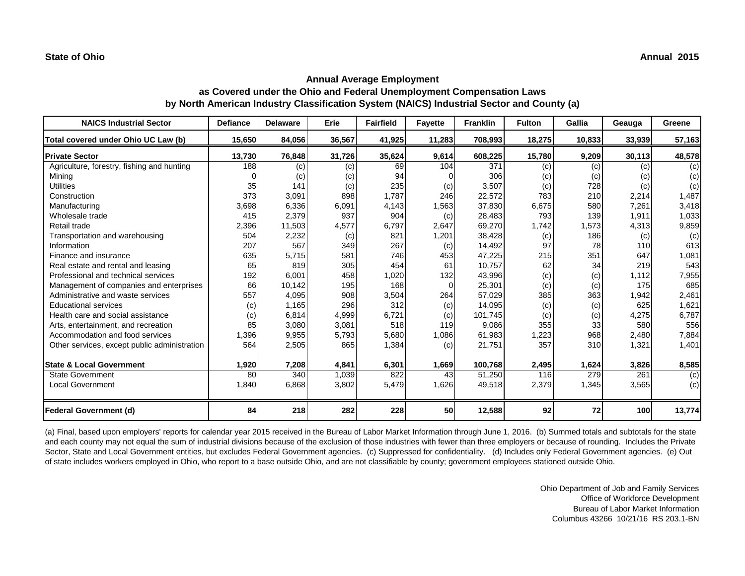**State of Ohio** **Annual 2015**

## Annual Average Employment
## as Covered under the Ohio and Federal Unemployment Compensation Laws
## by North American Industry Classification System (NAICS) Industrial Sector and County (a)

| NAICS Industrial Sector | Defiance | Delaware | Erie | Fairfield | Fayette | Franklin | Fulton | Gallia | Geauga | Greene |
|---|---|---|---|---|---|---|---|---|---|---|
| Total covered under Ohio UC Law (b) | 15,650 | 84,056 | 36,567 | 41,925 | 11,283 | 708,993 | 18,275 | 10,833 | 33,939 | 57,163 |
| **Private Sector** | **13,730** | **76,848** | **31,726** | **35,624** | **9,614** | **608,225** | **15,780** | **9,209** | **30,113** | **48,578** |
| Agriculture, forestry, fishing and hunting | 188 | (c) | (c) | 69 | 104 | 371 | (c) | (c) | (c) | (c) |
| Mining | 0 | (c) | (c) | 94 | 0 | 306 | (c) | (c) | (c) | (c) |
| Utilities | 35 | 141 | (c) | 235 | (c) | 3,507 | (c) | 728 | (c) | (c) |
| Construction | 373 | 3,091 | 898 | 1,787 | 246 | 22,572 | 783 | 210 | 2,214 | 1,487 |
| Manufacturing | 3,698 | 6,336 | 6,091 | 4,143 | 1,563 | 37,830 | 6,675 | 580 | 7,261 | 3,418 |
| Wholesale trade | 415 | 2,379 | 937 | 904 | (c) | 28,483 | 793 | 139 | 1,911 | 1,033 |
| Retail trade | 2,396 | 11,503 | 4,577 | 6,797 | 2,647 | 69,270 | 1,742 | 1,573 | 4,313 | 9,859 |
| Transportation and warehousing | 504 | 2,232 | (c) | 821 | 1,201 | 38,428 | (c) | 186 | (c) | (c) |
| Information | 207 | 567 | 349 | 267 | (c) | 14,492 | 97 | 78 | 110 | 613 |
| Finance and insurance | 635 | 5,715 | 581 | 746 | 453 | 47,225 | 215 | 351 | 647 | 1,081 |
| Real estate and rental and leasing | 65 | 819 | 305 | 454 | 61 | 10,757 | 62 | 34 | 219 | 543 |
| Professional and technical services | 192 | 6,001 | 458 | 1,020 | 132 | 43,996 | (c) | (c) | 1,112 | 7,955 |
| Management of companies and enterprises | 66 | 10,142 | 195 | 168 | 0 | 25,301 | (c) | (c) | 175 | 685 |
| Administrative and waste services | 557 | 4,095 | 908 | 3,504 | 264 | 57,029 | 385 | 363 | 1,942 | 2,461 |
| Educational services | (c) | 1,165 | 296 | 312 | (c) | 14,095 | (c) | (c) | 625 | 1,621 |
| Health care and social assistance | (c) | 6,814 | 4,999 | 6,721 | (c) | 101,745 | (c) | (c) | 4,275 | 6,787 |
| Arts, entertainment, and recreation | 85 | 3,080 | 3,081 | 518 | 119 | 9,086 | 355 | 33 | 580 | 556 |
| Accommodation and food services | 1,396 | 9,955 | 5,793 | 5,680 | 1,086 | 61,983 | 1,223 | 968 | 2,480 | 7,884 |
| Other services, except public administration | 564 | 2,505 | 865 | 1,384 | (c) | 21,751 | 357 | 310 | 1,321 | 1,401 |
| **State & Local Government** | **1,920** | **7,208** | **4,841** | **6,301** | **1,669** | **100,768** | **2,495** | **1,624** | **3,826** | **8,585** |
| State Government | 80 | 340 | 1,039 | 822 | 43 | 51,250 | 116 | 279 | 261 | (c) |
| Local Government | 1,840 | 6,868 | 3,802 | 5,479 | 1,626 | 49,518 | 2,379 | 1,345 | 3,565 | (c) |
| **Federal Government (d)** | **84** | **218** | **282** | **228** | **50** | **12,588** | **92** | **72** | **100** | **13,774** |

(a) Final, based upon employers' reports for calendar year 2015 received in the Bureau of Labor Market Information through June 1, 2016. (b) Summed totals and subtotals for the state and each county may not equal the sum of industrial divisions because of the exclusion of those industries with fewer than three employers or because of rounding. Includes the Private Sector, State and Local Government entities, but excludes Federal Government agencies. (c) Suppressed for confidentiality. (d) Includes only Federal Government agencies. (e) Out of state includes workers employed in Ohio, who report to a base outside Ohio, and are not classifiable by county; government employees stationed outside Ohio.

Ohio Department of Job and Family Services
Office of Workforce Development
Bureau of Labor Market Information
Columbus 43266 10/21/16 RS 203.1-BN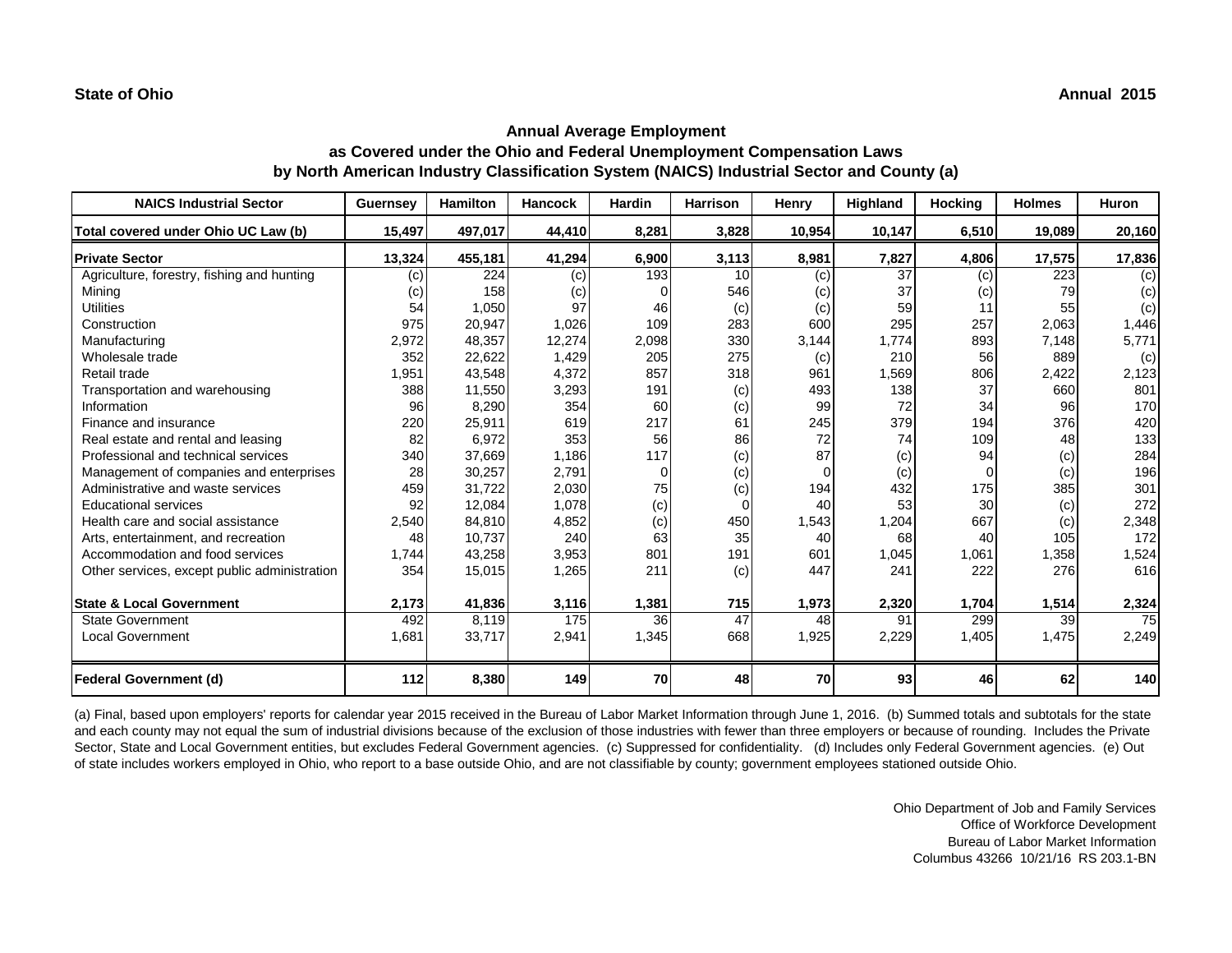**State of Ohio** **Annual 2015**

## Annual Average Employment
### as Covered under the Ohio and Federal Unemployment Compensation Laws
### by North American Industry Classification System (NAICS) Industrial Sector and County (a)

| NAICS Industrial Sector | Guernsey | Hamilton | Hancock | Hardin | Harrison | Henry | Highland | Hocking | Holmes | Huron |
|---|---|---|---|---|---|---|---|---|---|---|
| **Total covered under Ohio UC Law (b)** | **15,497** | **497,017** | **44,410** | **8,281** | **3,828** | **10,954** | **10,147** | **6,510** | **19,089** | **20,160** |
| **Private Sector** | **13,324** | **455,181** | **41,294** | **6,900** | **3,113** | **8,981** | **7,827** | **4,806** | **17,575** | **17,836** |
| Agriculture, forestry, fishing and hunting | (c) | 224 | (c) | 193 | 10 | (c) | 37 | (c) | 223 | (c) |
| Mining | (c) | 158 | (c) | 0 | 546 | (c) | 37 | (c) | 79 | (c) |
| Utilities | 54 | 1,050 | 97 | 46 | (c) | (c) | 59 | 11 | 55 | (c) |
| Construction | 975 | 20,947 | 1,026 | 109 | 283 | 600 | 295 | 257 | 2,063 | 1,446 |
| Manufacturing | 2,972 | 48,357 | 12,274 | 2,098 | 330 | 3,144 | 1,774 | 893 | 7,148 | 5,771 |
| Wholesale trade | 352 | 22,622 | 1,429 | 205 | 275 | (c) | 210 | 56 | 889 | (c) |
| Retail trade | 1,951 | 43,548 | 4,372 | 857 | 318 | 961 | 1,569 | 806 | 2,422 | 2,123 |
| Transportation and warehousing | 388 | 11,550 | 3,293 | 191 | (c) | 493 | 138 | 37 | 660 | 801 |
| Information | 96 | 8,290 | 354 | 60 | (c) | 99 | 72 | 34 | 96 | 170 |
| Finance and insurance | 220 | 25,911 | 619 | 217 | 61 | 245 | 379 | 194 | 376 | 420 |
| Real estate and rental and leasing | 82 | 6,972 | 353 | 56 | 86 | 72 | 74 | 109 | 48 | 133 |
| Professional and technical services | 340 | 37,669 | 1,186 | 117 | (c) | 87 | (c) | 94 | (c) | 284 |
| Management of companies and enterprises | 28 | 30,257 | 2,791 | 0 | (c) | 0 | (c) | 0 | (c) | 196 |
| Administrative and waste services | 459 | 31,722 | 2,030 | 75 | (c) | 194 | 432 | 175 | 385 | 301 |
| Educational services | 92 | 12,084 | 1,078 | (c) | 0 | 40 | 53 | 30 | (c) | 272 |
| Health care and social assistance | 2,540 | 84,810 | 4,852 | (c) | 450 | 1,543 | 1,204 | 667 | (c) | 2,348 |
| Arts, entertainment, and recreation | 48 | 10,737 | 240 | 63 | 35 | 40 | 68 | 40 | 105 | 172 |
| Accommodation and food services | 1,744 | 43,258 | 3,953 | 801 | 191 | 601 | 1,045 | 1,061 | 1,358 | 1,524 |
| Other services, except public administration | 354 | 15,015 | 1,265 | 211 | (c) | 447 | 241 | 222 | 276 | 616 |
| **State & Local Government** | **2,173** | **41,836** | **3,116** | **1,381** | **715** | **1,973** | **2,320** | **1,704** | **1,514** | **2,324** |
| State Government | 492 | 8,119 | 175 | 36 | 47 | 48 | 91 | 299 | 39 | 75 |
| Local Government | 1,681 | 33,717 | 2,941 | 1,345 | 668 | 1,925 | 2,229 | 1,405 | 1,475 | 2,249 |
| **Federal Government (d)** | **112** | **8,380** | **149** | **70** | **48** | **70** | **93** | **46** | **62** | **140** |

(a) Final, based upon employers' reports for calendar year 2015 received in the Bureau of Labor Market Information through June 1, 2016. (b) Summed totals and subtotals for the state and each county may not equal the sum of industrial divisions because of the exclusion of those industries with fewer than three employers or because of rounding. Includes the Private Sector, State and Local Government entities, but excludes Federal Government agencies. (c) Suppressed for confidentiality. (d) Includes only Federal Government agencies. (e) Out of state includes workers employed in Ohio, who report to a base outside Ohio, and are not classifiable by county; government employees stationed outside Ohio.

Ohio Department of Job and Family Services
Office of Workforce Development
Bureau of Labor Market Information
Columbus 43266 10/21/16 RS 203.1-BN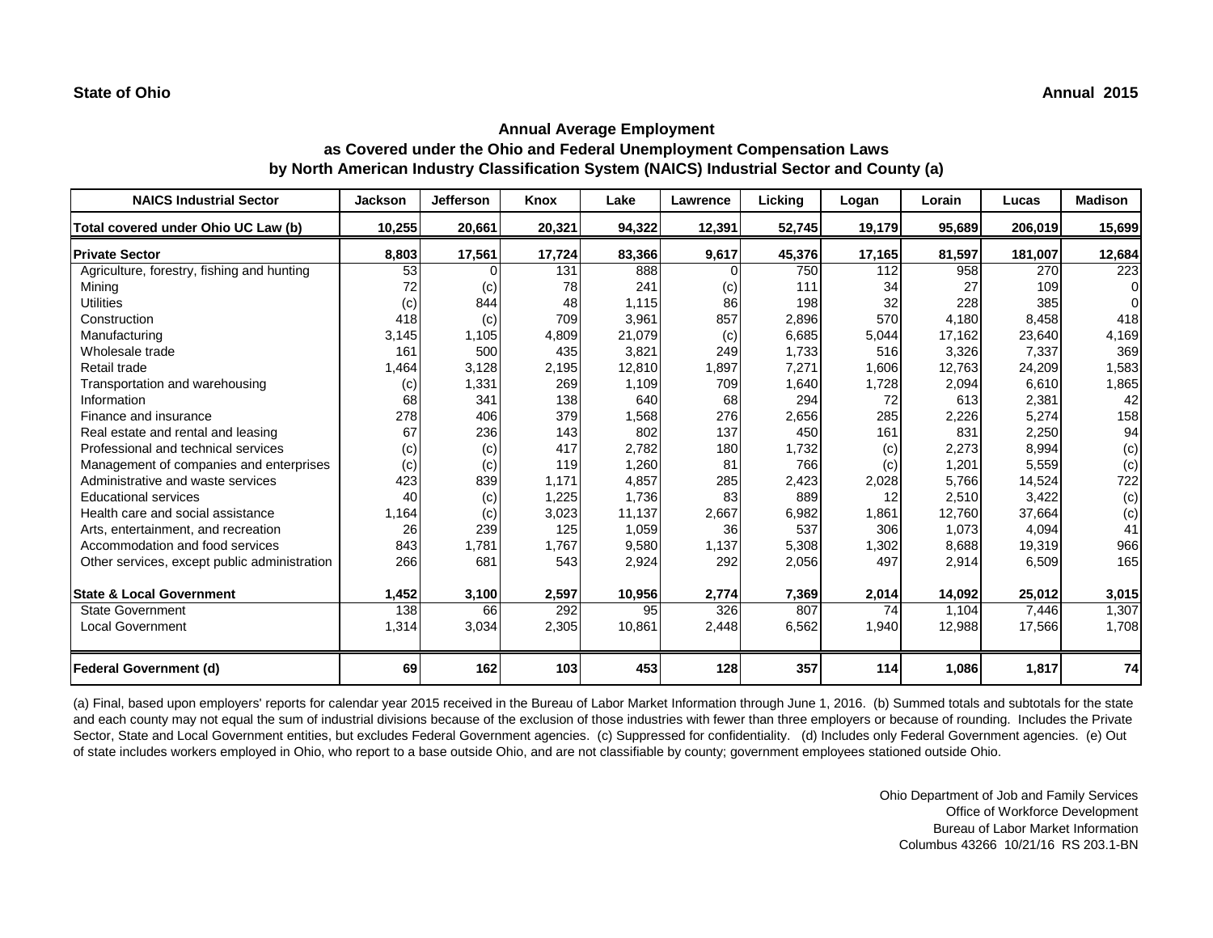State of Ohio

Annual 2015

## Annual Average Employment
## as Covered under the Ohio and Federal Unemployment Compensation Laws
## by North American Industry Classification System (NAICS) Industrial Sector and County (a)

| NAICS Industrial Sector | Jackson | Jefferson | Knox | Lake | Lawrence | Licking | Logan | Lorain | Lucas | Madison |
|---|---|---|---|---|---|---|---|---|---|---|
| **Total covered under Ohio UC Law (b)** | **10,255** | **20,661** | **20,321** | **94,322** | **12,391** | **52,745** | **19,179** | **95,689** | **206,019** | **15,699** |
| **Private Sector** | **8,803** | **17,561** | **17,724** | **83,366** | **9,617** | **45,376** | **17,165** | **81,597** | **181,007** | **12,684** |
| Agriculture, forestry, fishing and hunting | 53 | 0 | 131 | 888 | 0 | 750 | 112 | 958 | 270 | 223 |
| Mining | 72 | (c) | 78 | 241 | (c) | 111 | 34 | 27 | 109 | 0 |
| Utilities | (c) | 844 | 48 | 1,115 | 86 | 198 | 32 | 228 | 385 | 0 |
| Construction | 418 | (c) | 709 | 3,961 | 857 | 2,896 | 570 | 4,180 | 8,458 | 418 |
| Manufacturing | 3,145 | 1,105 | 4,809 | 21,079 | (c) | 6,685 | 5,044 | 17,162 | 23,640 | 4,169 |
| Wholesale trade | 161 | 500 | 435 | 3,821 | 249 | 1,733 | 516 | 3,326 | 7,337 | 369 |
| Retail trade | 1,464 | 3,128 | 2,195 | 12,810 | 1,897 | 7,271 | 1,606 | 12,763 | 24,209 | 1,583 |
| Transportation and warehousing | (c) | 1,331 | 269 | 1,109 | 709 | 1,640 | 1,728 | 2,094 | 6,610 | 1,865 |
| Information | 68 | 341 | 138 | 640 | 68 | 294 | 72 | 613 | 2,381 | 42 |
| Finance and insurance | 278 | 406 | 379 | 1,568 | 276 | 2,656 | 285 | 2,226 | 5,274 | 158 |
| Real estate and rental and leasing | 67 | 236 | 143 | 802 | 137 | 450 | 161 | 831 | 2,250 | 94 |
| Professional and technical services | (c) | (c) | 417 | 2,782 | 180 | 1,732 | (c) | 2,273 | 8,994 | (c) |
| Management of companies and enterprises | (c) | (c) | 119 | 1,260 | 81 | 766 | (c) | 1,201 | 5,559 | (c) |
| Administrative and waste services | 423 | 839 | 1,171 | 4,857 | 285 | 2,423 | 2,028 | 5,766 | 14,524 | 722 |
| Educational services | 40 | (c) | 1,225 | 1,736 | 83 | 889 | 12 | 2,510 | 3,422 | (c) |
| Health care and social assistance | 1,164 | (c) | 3,023 | 11,137 | 2,667 | 6,982 | 1,861 | 12,760 | 37,664 | (c) |
| Arts, entertainment, and recreation | 26 | 239 | 125 | 1,059 | 36 | 537 | 306 | 1,073 | 4,094 | 41 |
| Accommodation and food services | 843 | 1,781 | 1,767 | 9,580 | 1,137 | 5,308 | 1,302 | 8,688 | 19,319 | 966 |
| Other services, except public administration | 266 | 681 | 543 | 2,924 | 292 | 2,056 | 497 | 2,914 | 6,509 | 165 |
| **State & Local Government** | **1,452** | **3,100** | **2,597** | **10,956** | **2,774** | **7,369** | **2,014** | **14,092** | **25,012** | **3,015** |
| State Government | 138 | 66 | 292 | 95 | 326 | 807 | 74 | 1,104 | 7,446 | 1,307 |
| Local Government | 1,314 | 3,034 | 2,305 | 10,861 | 2,448 | 6,562 | 1,940 | 12,988 | 17,566 | 1,708 |
| **Federal Government (d)** | **69** | **162** | **103** | **453** | **128** | **357** | **114** | **1,086** | **1,817** | **74** |

(a) Final, based upon employers' reports for calendar year 2015 received in the Bureau of Labor Market Information through June 1, 2016. (b) Summed totals and subtotals for the state and each county may not equal the sum of industrial divisions because of the exclusion of those industries with fewer than three employers or because of rounding. Includes the Private Sector, State and Local Government entities, but excludes Federal Government agencies. (c) Suppressed for confidentiality. (d) Includes only Federal Government agencies. (e) Out of state includes workers employed in Ohio, who report to a base outside Ohio, and are not classifiable by county; government employees stationed outside Ohio.

Ohio Department of Job and Family Services
Office of Workforce Development
Bureau of Labor Market Information
Columbus 43266 10/21/16 RS 203.1-BN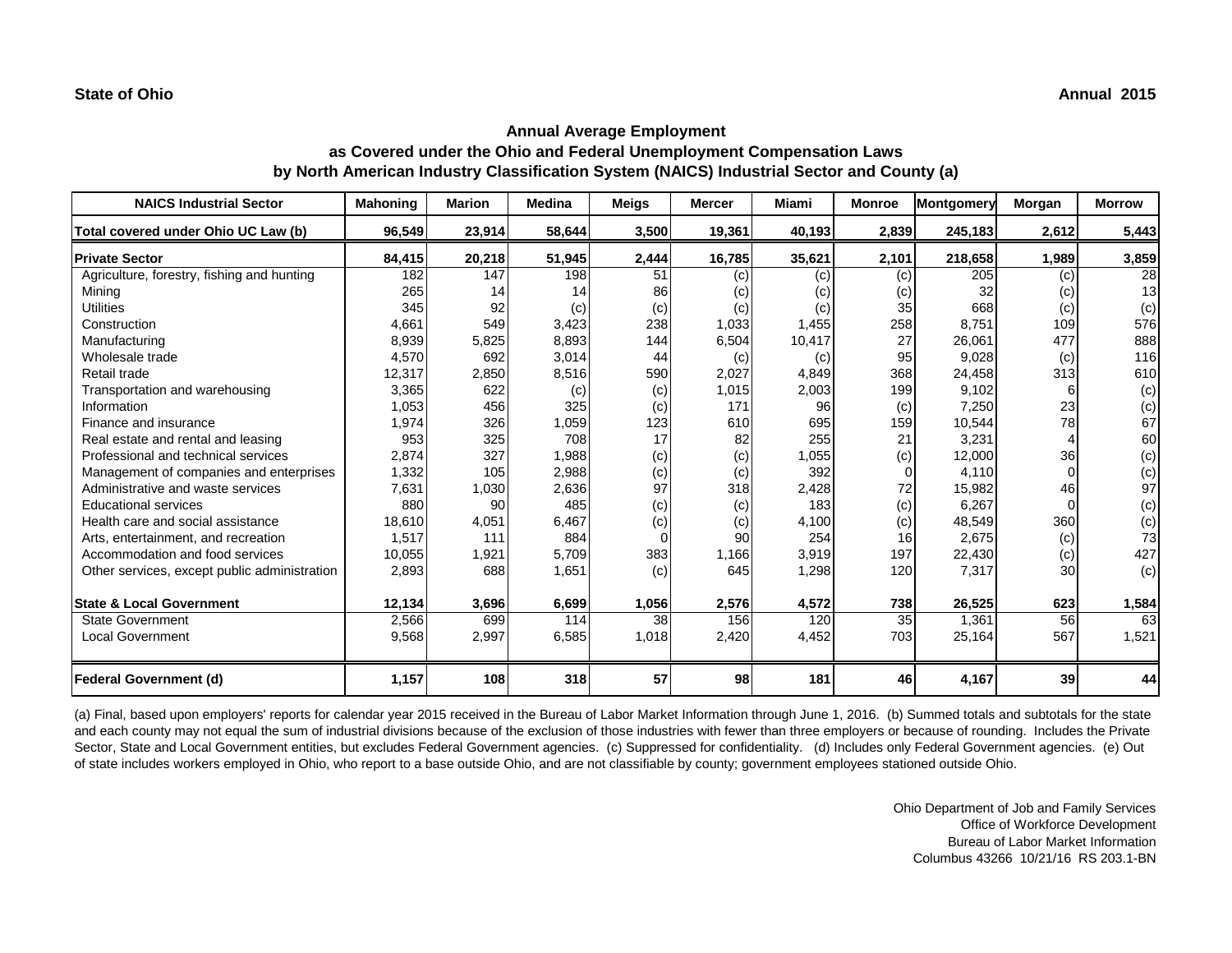**State of Ohio** **Annual 2015**

## Annual Average Employment
## as Covered under the Ohio and Federal Unemployment Compensation Laws
## by North American Industry Classification System (NAICS) Industrial Sector and County (a)

| NAICS Industrial Sector | Mahoning | Marion | Medina | Meigs | Mercer | Miami | Monroe | Montgomery | Morgan | Morrow |
|---|---|---|---|---|---|---|---|---|---|---|
| **Total covered under Ohio UC Law (b)** | **96,549** | **23,914** | **58,644** | **3,500** | **19,361** | **40,193** | **2,839** | **245,183** | **2,612** | **5,443** |
| **Private Sector** | **84,415** | **20,218** | **51,945** | **2,444** | **16,785** | **35,621** | **2,101** | **218,658** | **1,989** | **3,859** |
| Agriculture, forestry, fishing and hunting | 182 | 147 | 198 | 51 | (c) | (c) | (c) | 205 | (c) | 28 |
| Mining | 265 | 14 | 14 | 86 | (c) | (c) | (c) | 32 | (c) | 13 |
| Utilities | 345 | 92 | (c) | (c) | (c) | (c) | 35 | 668 | (c) | (c) |
| Construction | 4,661 | 549 | 3,423 | 238 | 1,033 | 1,455 | 258 | 8,751 | 109 | 576 |
| Manufacturing | 8,939 | 5,825 | 8,893 | 144 | 6,504 | 10,417 | 27 | 26,061 | 477 | 888 |
| Wholesale trade | 4,570 | 692 | 3,014 | 44 | (c) | (c) | 95 | 9,028 | (c) | 116 |
| Retail trade | 12,317 | 2,850 | 8,516 | 590 | 2,027 | 4,849 | 368 | 24,458 | 313 | 610 |
| Transportation and warehousing | 3,365 | 622 | (c) | (c) | 1,015 | 2,003 | 199 | 9,102 | 6 | (c) |
| Information | 1,053 | 456 | 325 | (c) | 171 | 96 | (c) | 7,250 | 23 | (c) |
| Finance and insurance | 1,974 | 326 | 1,059 | 123 | 610 | 695 | 159 | 10,544 | 78 | 67 |
| Real estate and rental and leasing | 953 | 325 | 708 | 17 | 82 | 255 | 21 | 3,231 | 4 | 60 |
| Professional and technical services | 2,874 | 327 | 1,988 | (c) | (c) | 1,055 | (c) | 12,000 | 36 | (c) |
| Management of companies and enterprises | 1,332 | 105 | 2,988 | (c) | (c) | 392 | 0 | 4,110 | 0 | (c) |
| Administrative and waste services | 7,631 | 1,030 | 2,636 | 97 | 318 | 2,428 | 72 | 15,982 | 46 | 97 |
| Educational services | 880 | 90 | 485 | (c) | (c) | 183 | (c) | 6,267 | 0 | (c) |
| Health care and social assistance | 18,610 | 4,051 | 6,467 | (c) | (c) | 4,100 | (c) | 48,549 | 360 | (c) |
| Arts, entertainment, and recreation | 1,517 | 111 | 884 | 0 | 90 | 254 | 16 | 2,675 | (c) | 73 |
| Accommodation and food services | 10,055 | 1,921 | 5,709 | 383 | 1,166 | 3,919 | 197 | 22,430 | (c) | 427 |
| Other services, except public administration | 2,893 | 688 | 1,651 | (c) | 645 | 1,298 | 120 | 7,317 | 30 | (c) |
| **State & Local Government** | **12,134** | **3,696** | **6,699** | **1,056** | **2,576** | **4,572** | **738** | **26,525** | **623** | **1,584** |
| State Government | 2,566 | 699 | 114 | 38 | 156 | 120 | 35 | 1,361 | 56 | 63 |
| Local Government | 9,568 | 2,997 | 6,585 | 1,018 | 2,420 | 4,452 | 703 | 25,164 | 567 | 1,521 |
| **Federal Government (d)** | **1,157** | **108** | **318** | **57** | **98** | **181** | **46** | **4,167** | **39** | **44** |

(a) Final, based upon employers' reports for calendar year 2015 received in the Bureau of Labor Market Information through June 1, 2016. (b) Summed totals and subtotals for the state and each county may not equal the sum of industrial divisions because of the exclusion of those industries with fewer than three employers or because of rounding. Includes the Private Sector, State and Local Government entities, but excludes Federal Government agencies. (c) Suppressed for confidentiality. (d) Includes only Federal Government agencies. (e) Out of state includes workers employed in Ohio, who report to a base outside Ohio, and are not classifiable by county; government employees stationed outside Ohio.

Ohio Department of Job and Family Services
Office of Workforce Development
Bureau of Labor Market Information
Columbus 43266 10/21/16 RS 203.1-BN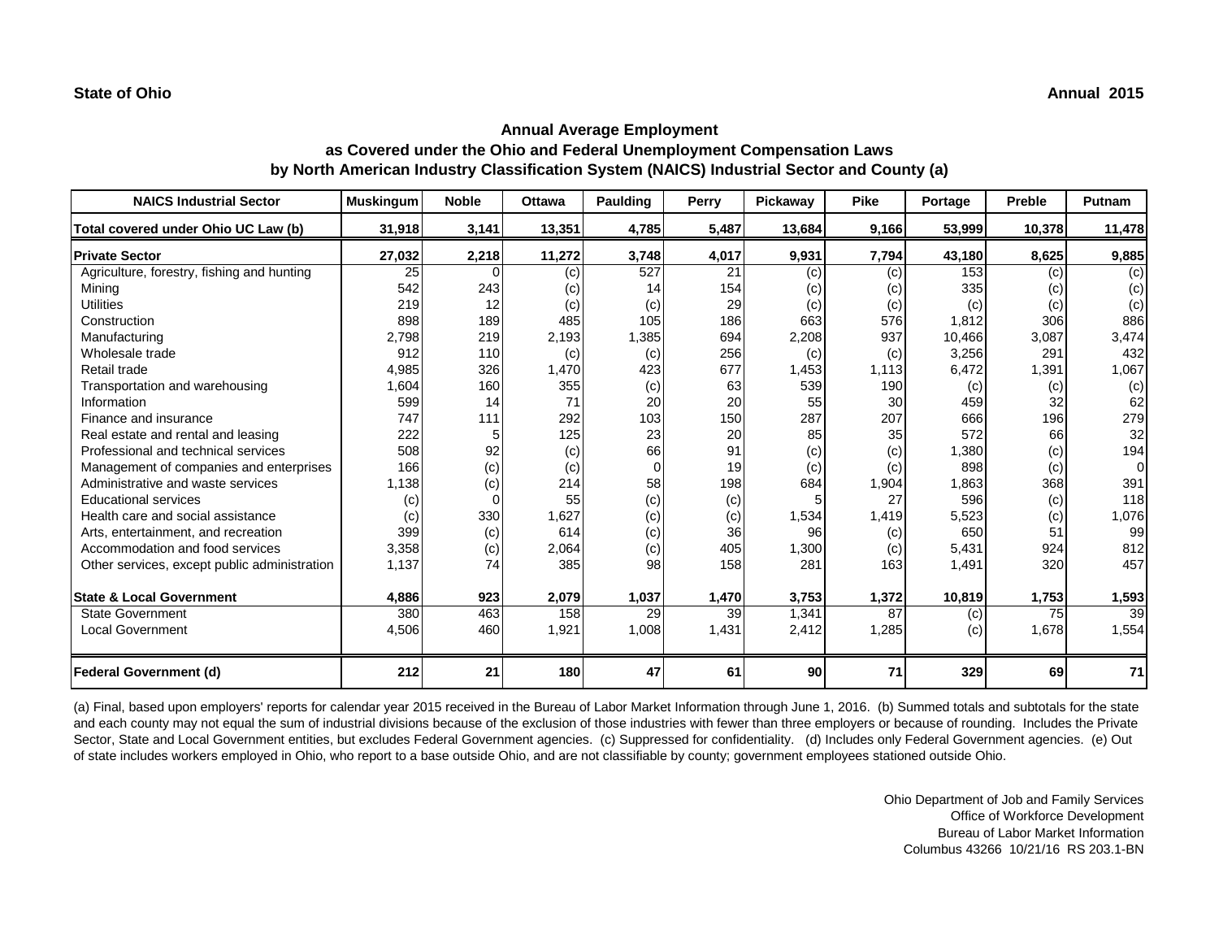**State of Ohio** **Annual 2015**

## Annual Average Employment
## as Covered under the Ohio and Federal Unemployment Compensation Laws
## by North American Industry Classification System (NAICS) Industrial Sector and County (a)

| NAICS Industrial Sector | Muskingum | Noble | Ottawa | Paulding | Perry | Pickaway | Pike | Portage | Preble | Putnam |
|---|---|---|---|---|---|---|---|---|---|---|
| **Total covered under Ohio UC Law (b)** | **31,918** | **3,141** | **13,351** | **4,785** | **5,487** | **13,684** | **9,166** | **53,999** | **10,378** | **11,478** |
| **Private Sector** | **27,032** | **2,218** | **11,272** | **3,748** | **4,017** | **9,931** | **7,794** | **43,180** | **8,625** | **9,885** |
| Agriculture, forestry, fishing and hunting | 25 | 0 | (c) | 527 | 21 | (c) | (c) | 153 | (c) | (c) |
| Mining | 542 | 243 | (c) | 14 | 154 | (c) | (c) | 335 | (c) | (c) |
| Utilities | 219 | 12 | (c) | (c) | 29 | (c) | (c) | (c) | (c) | (c) |
| Construction | 898 | 189 | 485 | 105 | 186 | 663 | 576 | 1,812 | 306 | 886 |
| Manufacturing | 2,798 | 219 | 2,193 | 1,385 | 694 | 2,208 | 937 | 10,466 | 3,087 | 3,474 |
| Wholesale trade | 912 | 110 | (c) | (c) | 256 | (c) | (c) | 3,256 | 291 | 432 |
| Retail trade | 4,985 | 326 | 1,470 | 423 | 677 | 1,453 | 1,113 | 6,472 | 1,391 | 1,067 |
| Transportation and warehousing | 1,604 | 160 | 355 | (c) | 63 | 539 | 190 | (c) | (c) | (c) |
| Information | 599 | 14 | 71 | 20 | 20 | 55 | 30 | 459 | 32 | 62 |
| Finance and insurance | 747 | 111 | 292 | 103 | 150 | 287 | 207 | 666 | 196 | 279 |
| Real estate and rental and leasing | 222 | 5 | 125 | 23 | 20 | 85 | 35 | 572 | 66 | 32 |
| Professional and technical services | 508 | 92 | (c) | 66 | 91 | (c) | (c) | 1,380 | (c) | 194 |
| Management of companies and enterprises | 166 | (c) | (c) | 0 | 19 | (c) | (c) | 898 | (c) | 0 |
| Administrative and waste services | 1,138 | (c) | 214 | 58 | 198 | 684 | 1,904 | 1,863 | 368 | 391 |
| Educational services | (c) | 0 | 55 | (c) | (c) | 5 | 27 | 596 | (c) | 118 |
| Health care and social assistance | (c) | 330 | 1,627 | (c) | (c) | 1,534 | 1,419 | 5,523 | (c) | 1,076 |
| Arts, entertainment, and recreation | 399 | (c) | 614 | (c) | 36 | 96 | (c) | 650 | 51 | 99 |
| Accommodation and food services | 3,358 | (c) | 2,064 | (c) | 405 | 1,300 | (c) | 5,431 | 924 | 812 |
| Other services, except public administration | 1,137 | 74 | 385 | 98 | 158 | 281 | 163 | 1,491 | 320 | 457 |
| **State & Local Government** | **4,886** | **923** | **2,079** | **1,037** | **1,470** | **3,753** | **1,372** | **10,819** | **1,753** | **1,593** |
| State Government | 380 | 463 | 158 | 29 | 39 | 1,341 | 87 | (c) | 75 | 39 |
| Local Government | 4,506 | 460 | 1,921 | 1,008 | 1,431 | 2,412 | 1,285 | (c) | 1,678 | 1,554 |
| **Federal Government (d)** | **212** | **21** | **180** | **47** | **61** | **90** | **71** | **329** | **69** | **71** |

(a) Final, based upon employers' reports for calendar year 2015 received in the Bureau of Labor Market Information through June 1, 2016. (b) Summed totals and subtotals for the state and each county may not equal the sum of industrial divisions because of the exclusion of those industries with fewer than three employers or because of rounding. Includes the Private Sector, State and Local Government entities, but excludes Federal Government agencies. (c) Suppressed for confidentiality. (d) Includes only Federal Government agencies. (e) Out of state includes workers employed in Ohio, who report to a base outside Ohio, and are not classifiable by county; government employees stationed outside Ohio.

Ohio Department of Job and Family Services
Office of Workforce Development
Bureau of Labor Market Information
Columbus 43266 10/21/16 RS 203.1-BN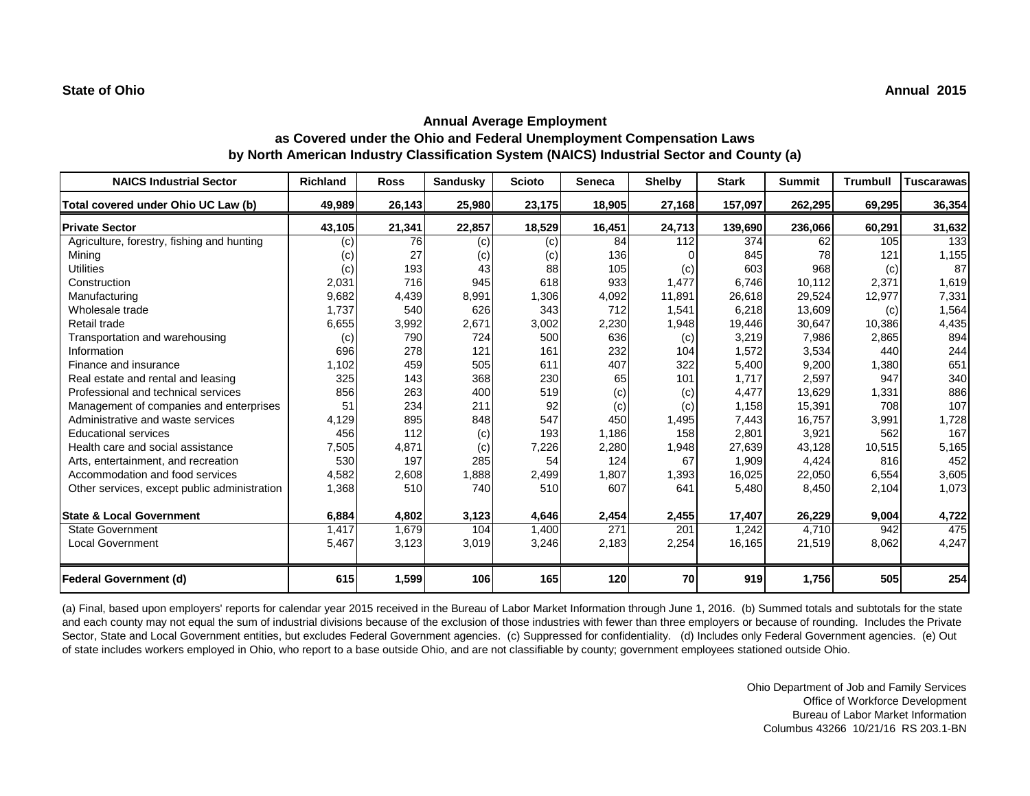**State of Ohio** **Annual 2015**

## Annual Average Employment
## as Covered under the Ohio and Federal Unemployment Compensation Laws
## by North American Industry Classification System (NAICS) Industrial Sector and County (a)

| NAICS Industrial Sector | Richland | Ross | Sandusky | Scioto | Seneca | Shelby | Stark | Summit | Trumbull | Tuscarawas |
|---|---|---|---|---|---|---|---|---|---|---|
| **Total covered under Ohio UC Law (b)** | **49,989** | **26,143** | **25,980** | **23,175** | **18,905** | **27,168** | **157,097** | **262,295** | **69,295** | **36,354** |
| **Private Sector** | **43,105** | **21,341** | **22,857** | **18,529** | **16,451** | **24,713** | **139,690** | **236,066** | **60,291** | **31,632** |
| Agriculture, forestry, fishing and hunting | (c) | 76 | (c) | (c) | 84 | 112 | 374 | 62 | 105 | 133 |
| Mining | (c) | 27 | (c) | (c) | 136 | 0 | 845 | 78 | 121 | 1,155 |
| Utilities | (c) | 193 | 43 | 88 | 105 | (c) | 603 | 968 | (c) | 87 |
| Construction | 2,031 | 716 | 945 | 618 | 933 | 1,477 | 6,746 | 10,112 | 2,371 | 1,619 |
| Manufacturing | 9,682 | 4,439 | 8,991 | 1,306 | 4,092 | 11,891 | 26,618 | 29,524 | 12,977 | 7,331 |
| Wholesale trade | 1,737 | 540 | 626 | 343 | 712 | 1,541 | 6,218 | 13,609 | (c) | 1,564 |
| Retail trade | 6,655 | 3,992 | 2,671 | 3,002 | 2,230 | 1,948 | 19,446 | 30,647 | 10,386 | 4,435 |
| Transportation and warehousing | (c) | 790 | 724 | 500 | 636 | (c) | 3,219 | 7,986 | 2,865 | 894 |
| Information | 696 | 278 | 121 | 161 | 232 | 104 | 1,572 | 3,534 | 440 | 244 |
| Finance and insurance | 1,102 | 459 | 505 | 611 | 407 | 322 | 5,400 | 9,200 | 1,380 | 651 |
| Real estate and rental and leasing | 325 | 143 | 368 | 230 | 65 | 101 | 1,717 | 2,597 | 947 | 340 |
| Professional and technical services | 856 | 263 | 400 | 519 | (c) | (c) | 4,477 | 13,629 | 1,331 | 886 |
| Management of companies and enterprises | 51 | 234 | 211 | 92 | (c) | (c) | 1,158 | 15,391 | 708 | 107 |
| Administrative and waste services | 4,129 | 895 | 848 | 547 | 450 | 1,495 | 7,443 | 16,757 | 3,991 | 1,728 |
| Educational services | 456 | 112 | (c) | 193 | 1,186 | 158 | 2,801 | 3,921 | 562 | 167 |
| Health care and social assistance | 7,505 | 4,871 | (c) | 7,226 | 2,280 | 1,948 | 27,639 | 43,128 | 10,515 | 5,165 |
| Arts, entertainment, and recreation | 530 | 197 | 285 | 54 | 124 | 67 | 1,909 | 4,424 | 816 | 452 |
| Accommodation and food services | 4,582 | 2,608 | 1,888 | 2,499 | 1,807 | 1,393 | 16,025 | 22,050 | 6,554 | 3,605 |
| Other services, except public administration | 1,368 | 510 | 740 | 510 | 607 | 641 | 5,480 | 8,450 | 2,104 | 1,073 |
| **State & Local Government** | **6,884** | **4,802** | **3,123** | **4,646** | **2,454** | **2,455** | **17,407** | **26,229** | **9,004** | **4,722** |
| State Government | 1,417 | 1,679 | 104 | 1,400 | 271 | 201 | 1,242 | 4,710 | 942 | 475 |
| Local Government | 5,467 | 3,123 | 3,019 | 3,246 | 2,183 | 2,254 | 16,165 | 21,519 | 8,062 | 4,247 |
| **Federal Government (d)** | **615** | **1,599** | **106** | **165** | **120** | **70** | **919** | **1,756** | **505** | **254** |

(a) Final, based upon employers' reports for calendar year 2015 received in the Bureau of Labor Market Information through June 1, 2016. (b) Summed totals and subtotals for the state and each county may not equal the sum of industrial divisions because of the exclusion of those industries with fewer than three employers or because of rounding. Includes the Private Sector, State and Local Government entities, but excludes Federal Government agencies. (c) Suppressed for confidentiality. (d) Includes only Federal Government agencies. (e) Out of state includes workers employed in Ohio, who report to a base outside Ohio, and are not classifiable by county; government employees stationed outside Ohio.

Ohio Department of Job and Family Services
Office of Workforce Development
Bureau of Labor Market Information
Columbus 43266 10/21/16 RS 203.1-BN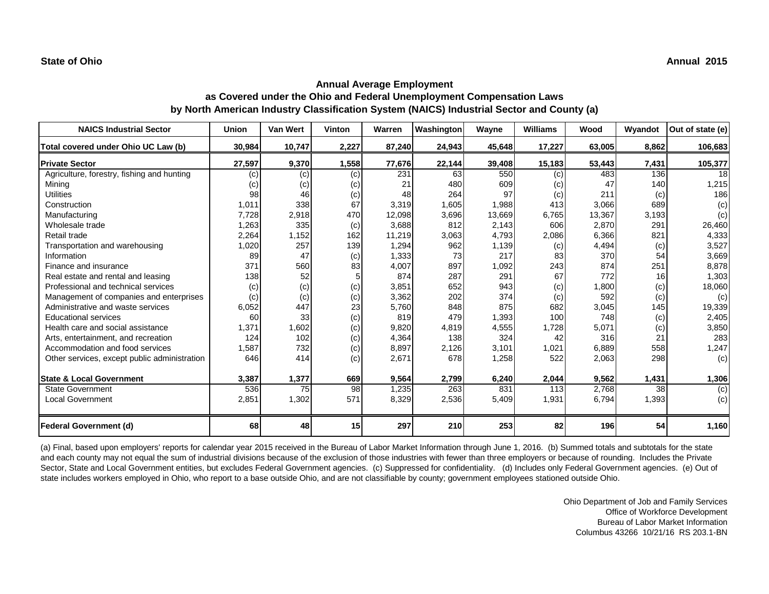**State of Ohio** **Annual 2015**

## Annual Average Employment
## as Covered under the Ohio and Federal Unemployment Compensation Laws
## by North American Industry Classification System (NAICS) Industrial Sector and County (a)

| NAICS Industrial Sector | Union | Van Wert | Vinton | Warren | Washington | Wayne | Williams | Wood | Wyandot | Out of state (e) |
|---|---|---|---|---|---|---|---|---|---|---|
| **Total covered under Ohio UC Law (b)** | **30,984** | **10,747** | **2,227** | **87,240** | **24,943** | **45,648** | **17,227** | **63,005** | **8,862** | **106,683** |
| **Private Sector** | **27,597** | **9,370** | **1,558** | **77,676** | **22,144** | **39,408** | **15,183** | **53,443** | **7,431** | **105,377** |
| Agriculture, forestry, fishing and hunting | (c) | (c) | (c) | 231 | 63 | 550 | (c) | 483 | 136 | 18 |
| Mining | (c) | (c) | (c) | 21 | 480 | 609 | (c) | 47 | 140 | 1,215 |
| Utilities | 98 | 46 | (c) | 48 | 264 | 97 | (c) | 211 | (c) | 186 |
| Construction | 1,011 | 338 | 67 | 3,319 | 1,605 | 1,988 | 413 | 3,066 | 689 | (c) |
| Manufacturing | 7,728 | 2,918 | 470 | 12,098 | 3,696 | 13,669 | 6,765 | 13,367 | 3,193 | (c) |
| Wholesale trade | 1,263 | 335 | (c) | 3,688 | 812 | 2,143 | 606 | 2,870 | 291 | 26,460 |
| Retail trade | 2,264 | 1,152 | 162 | 11,219 | 3,063 | 4,793 | 2,086 | 6,366 | 821 | 4,333 |
| Transportation and warehousing | 1,020 | 257 | 139 | 1,294 | 962 | 1,139 | (c) | 4,494 | (c) | 3,527 |
| Information | 89 | 47 | (c) | 1,333 | 73 | 217 | 83 | 370 | 54 | 3,669 |
| Finance and insurance | 371 | 560 | 83 | 4,007 | 897 | 1,092 | 243 | 874 | 251 | 8,878 |
| Real estate and rental and leasing | 138 | 52 | 5 | 874 | 287 | 291 | 67 | 772 | 16 | 1,303 |
| Professional and technical services | (c) | (c) | (c) | 3,851 | 652 | 943 | (c) | 1,800 | (c) | 18,060 |
| Management of companies and enterprises | (c) | (c) | (c) | 3,362 | 202 | 374 | (c) | 592 | (c) | (c) |
| Administrative and waste services | 6,052 | 447 | 23 | 5,760 | 848 | 875 | 682 | 3,045 | 145 | 19,339 |
| Educational services | 60 | 33 | (c) | 819 | 479 | 1,393 | 100 | 748 | (c) | 2,405 |
| Health care and social assistance | 1,371 | 1,602 | (c) | 9,820 | 4,819 | 4,555 | 1,728 | 5,071 | (c) | 3,850 |
| Arts, entertainment, and recreation | 124 | 102 | (c) | 4,364 | 138 | 324 | 42 | 316 | 21 | 283 |
| Accommodation and food services | 1,587 | 732 | (c) | 8,897 | 2,126 | 3,101 | 1,021 | 6,889 | 558 | 1,247 |
| Other services, except public administration | 646 | 414 | (c) | 2,671 | 678 | 1,258 | 522 | 2,063 | 298 | (c) |
| **State & Local Government** | **3,387** | **1,377** | **669** | **9,564** | **2,799** | **6,240** | **2,044** | **9,562** | **1,431** | **1,306** |
| State Government | 536 | 75 | 98 | 1,235 | 263 | 831 | 113 | 2,768 | 38 | (c) |
| Local Government | 2,851 | 1,302 | 571 | 8,329 | 2,536 | 5,409 | 1,931 | 6,794 | 1,393 | (c) |
| **Federal Government (d)** | **68** | **48** | **15** | **297** | **210** | **253** | **82** | **196** | **54** | **1,160** |

(a) Final, based upon employers' reports for calendar year 2015 received in the Bureau of Labor Market Information through June 1, 2016. (b) Summed totals and subtotals for the state and each county may not equal the sum of industrial divisions because of the exclusion of those industries with fewer than three employers or because of rounding. Includes the Private Sector, State and Local Government entities, but excludes Federal Government agencies. (c) Suppressed for confidentiality. (d) Includes only Federal Government agencies. (e) Out of state includes workers employed in Ohio, who report to a base outside Ohio, and are not classifiable by county; government employees stationed outside Ohio.

Ohio Department of Job and Family Services
Office of Workforce Development
Bureau of Labor Market Information
Columbus 43266 10/21/16 RS 203.1-BN